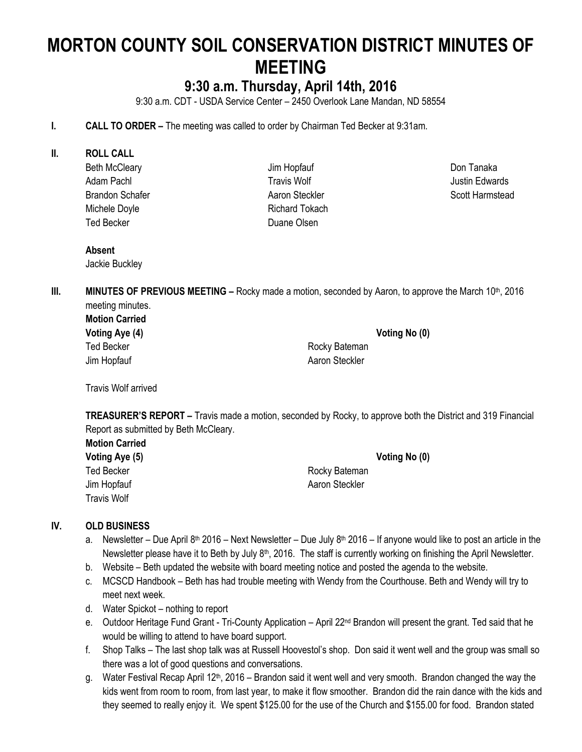# MORTON COUNTY SOIL CONSERVATION DISTRICT MINUTES OF MEETING

## 9:30 a.m. Thursday, April 14th, 2016

9:30 a.m. CDT - USDA Service Center – 2450 Overlook Lane Mandan, ND 58554

**I. CALL TO ORDER –** The meeting was called to order by Chairman Ted Becker at 9:31am.

**II. ROLL CALL**

| | | |
|---|---|---|
| Beth McCleary | Jim Hopfauf | Don Tanaka |
| Adam Pachl | Travis Wolf | Justin Edwards |
| Brandon Schafer | Aaron Steckler | Scott Harmstead |
| Michele Doyle | Richard Tokach | |
| Ted Becker | Duane Olsen | |

**Absent**

Jackie Buckley

**III. MINUTES OF PREVIOUS MEETING –** Rocky made a motion, seconded by Aaron, to approve the March 10th, 2016 meeting minutes.

**Motion Carried**

| **Voting Aye (4)** | | **Voting No (0)** |
|---|---|---|
| Ted Becker | Rocky Bateman | |
| Jim Hopfauf | Aaron Steckler | |

Travis Wolf arrived

**TREASURER'S REPORT –** Travis made a motion, seconded by Rocky, to approve both the District and 319 Financial Report as submitted by Beth McCleary.

**Motion Carried**

| **Voting Aye (5)** | | **Voting No (0)** |
|---|---|---|
| Ted Becker | Rocky Bateman | |
| Jim Hopfauf | Aaron Steckler | |
| Travis Wolf | | |

**IV. OLD BUSINESS**

a. Newsletter – Due April 8th 2016 – Next Newsletter – Due July 8th 2016 – If anyone would like to post an article in the Newsletter please have it to Beth by July 8th, 2016. The staff is currently working on finishing the April Newsletter.

b. Website – Beth updated the website with board meeting notice and posted the agenda to the website.

c. MCSCD Handbook – Beth has had trouble meeting with Wendy from the Courthouse. Beth and Wendy will try to meet next week.

d. Water Spickot – nothing to report

e. Outdoor Heritage Fund Grant - Tri-County Application – April 22nd Brandon will present the grant. Ted said that he would be willing to attend to have board support.

f. Shop Talks – The last shop talk was at Russell Hoovestol's shop. Don said it went well and the group was small so there was a lot of good questions and conversations.

g. Water Festival Recap April 12th, 2016 – Brandon said it went well and very smooth. Brandon changed the way the kids went from room to room, from last year, to make it flow smoother. Brandon did the rain dance with the kids and they seemed to really enjoy it. We spent $125.00 for the use of the Church and $155.00 for food. Brandon stated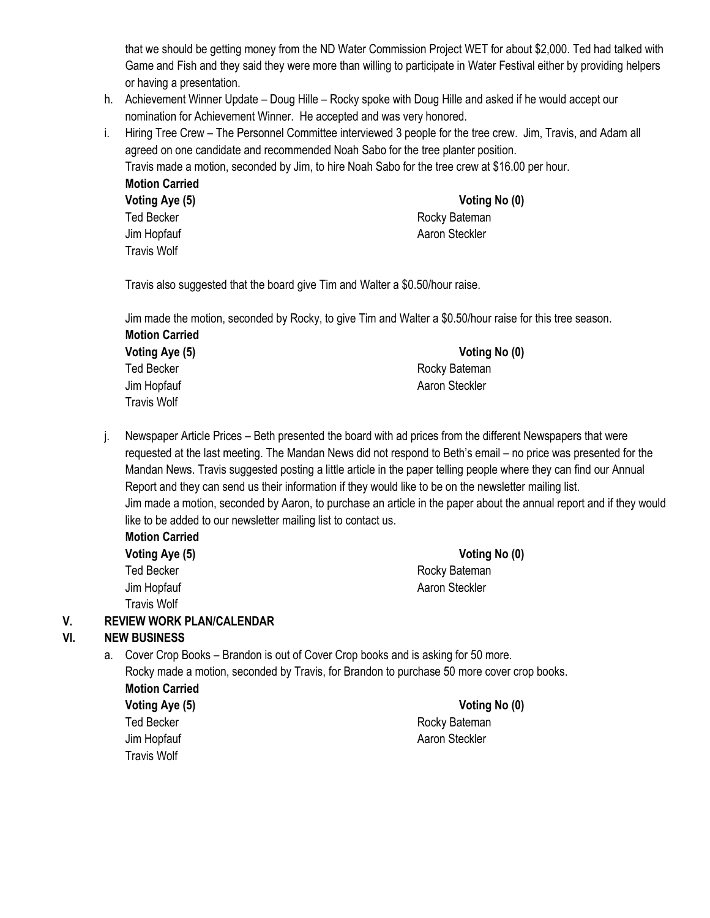that we should be getting money from the ND Water Commission Project WET for about $2,000. Ted had talked with Game and Fish and they said they were more than willing to participate in Water Festival either by providing helpers or having a presentation.

h. Achievement Winner Update – Doug Hille – Rocky spoke with Doug Hille and asked if he would accept our nomination for Achievement Winner. He accepted and was very honored.

i. Hiring Tree Crew – The Personnel Committee interviewed 3 people for the tree crew. Jim, Travis, and Adam all agreed on one candidate and recommended Noah Sabo for the tree planter position.
Travis made a motion, seconded by Jim, to hire Noah Sabo for the tree crew at $16.00 per hour.

**Motion Carried**

| **Voting Aye (5)** | **Voting No (0)** |
|---|---|
| Ted Becker | Rocky Bateman |
| Jim Hopfauf | Aaron Steckler |
| Travis Wolf | |

Travis also suggested that the board give Tim and Walter a $0.50/hour raise.

Jim made the motion, seconded by Rocky, to give Tim and Walter a $0.50/hour raise for this tree season.

**Motion Carried**

| **Voting Aye (5)** | **Voting No (0)** |
|---|---|
| Ted Becker | Rocky Bateman |
| Jim Hopfauf | Aaron Steckler |
| Travis Wolf | |

j. Newspaper Article Prices – Beth presented the board with ad prices from the different Newspapers that were requested at the last meeting. The Mandan News did not respond to Beth's email – no price was presented for the Mandan News. Travis suggested posting a little article in the paper telling people where they can find our Annual Report and they can send us their information if they would like to be on the newsletter mailing list.
Jim made a motion, seconded by Aaron, to purchase an article in the paper about the annual report and if they would like to be added to our newsletter mailing list to contact us.

**Motion Carried**

| **Voting Aye (5)** | **Voting No (0)** |
|---|---|
| Ted Becker | Rocky Bateman |
| Jim Hopfauf | Aaron Steckler |
| Travis Wolf | |

## V. REVIEW WORK PLAN/CALENDAR

## VI. NEW BUSINESS

a. Cover Crop Books – Brandon is out of Cover Crop books and is asking for 50 more.
Rocky made a motion, seconded by Travis, for Brandon to purchase 50 more cover crop books.

**Motion Carried**

| **Voting Aye (5)** | **Voting No (0)** |
|---|---|
| Ted Becker | Rocky Bateman |
| Jim Hopfauf | Aaron Steckler |
| Travis Wolf | |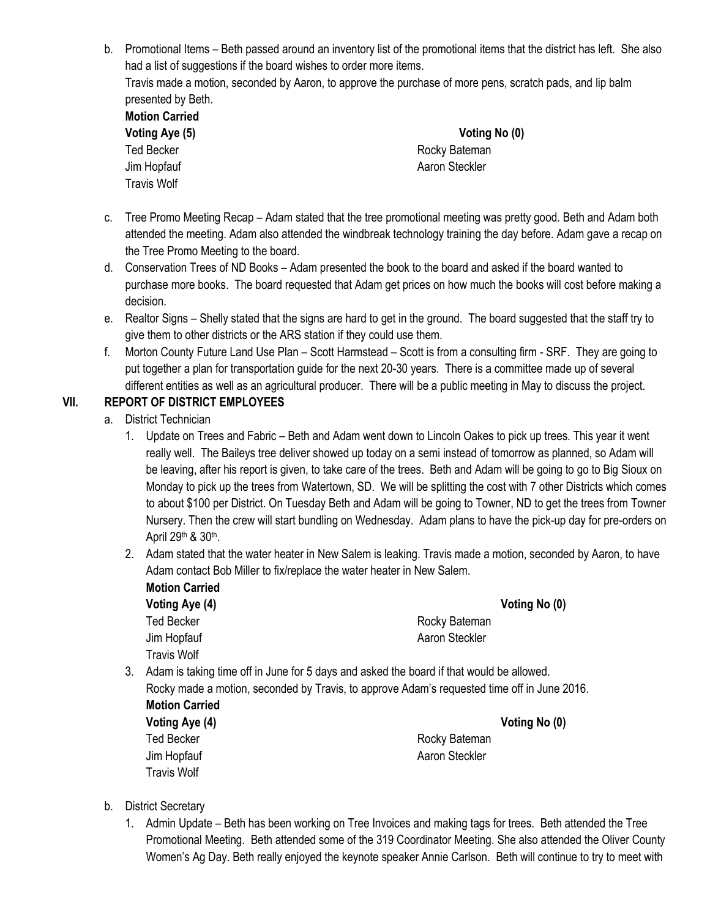b. Promotional Items – Beth passed around an inventory list of the promotional items that the district has left. She also had a list of suggestions if the board wishes to order more items.
   Travis made a motion, seconded by Aaron, to approve the purchase of more pens, scratch pads, and lip balm presented by Beth.

   **Motion Carried**

| **Voting Aye (5)** | **Voting No (0)** |
|---|---|
| Ted Becker | Rocky Bateman |
| Jim Hopfauf | Aaron Steckler |
| Travis Wolf | |

c. Tree Promo Meeting Recap – Adam stated that the tree promotional meeting was pretty good. Beth and Adam both attended the meeting. Adam also attended the windbreak technology training the day before. Adam gave a recap on the Tree Promo Meeting to the board.

d. Conservation Trees of ND Books – Adam presented the book to the board and asked if the board wanted to purchase more books. The board requested that Adam get prices on how much the books will cost before making a decision.

e. Realtor Signs – Shelly stated that the signs are hard to get in the ground. The board suggested that the staff try to give them to other districts or the ARS station if they could use them.

f. Morton County Future Land Use Plan – Scott Harmstead – Scott is from a consulting firm - SRF. They are going to put together a plan for transportation guide for the next 20-30 years. There is a committee made up of several different entities as well as an agricultural producer. There will be a public meeting in May to discuss the project.

## VII. REPORT OF DISTRICT EMPLOYEES

a. District Technician

1. Update on Trees and Fabric – Beth and Adam went down to Lincoln Oakes to pick up trees. This year it went really well. The Baileys tree deliver showed up today on a semi instead of tomorrow as planned, so Adam will be leaving, after his report is given, to take care of the trees. Beth and Adam will be going to go to Big Sioux on Monday to pick up the trees from Watertown, SD. We will be splitting the cost with 7 other Districts which comes to about $100 per District. On Tuesday Beth and Adam will be going to Towner, ND to get the trees from Towner Nursery. Then the crew will start bundling on Wednesday. Adam plans to have the pick-up day for pre-orders on April 29th & 30th.

2. Adam stated that the water heater in New Salem is leaking. Travis made a motion, seconded by Aaron, to have Adam contact Bob Miller to fix/replace the water heater in New Salem.

   **Motion Carried**

| **Voting Aye (4)** | **Voting No (0)** |
|---|---|
| Ted Becker | Rocky Bateman |
| Jim Hopfauf | Aaron Steckler |
| Travis Wolf | |

3. Adam is taking time off in June for 5 days and asked the board if that would be allowed.
   Rocky made a motion, seconded by Travis, to approve Adam's requested time off in June 2016.

   **Motion Carried**

| **Voting Aye (4)** | **Voting No (0)** |
|---|---|
| Ted Becker | Rocky Bateman |
| Jim Hopfauf | Aaron Steckler |
| Travis Wolf | |

b. District Secretary

1. Admin Update – Beth has been working on Tree Invoices and making tags for trees. Beth attended the Tree Promotional Meeting. Beth attended some of the 319 Coordinator Meeting. She also attended the Oliver County Women's Ag Day. Beth really enjoyed the keynote speaker Annie Carlson. Beth will continue to try to meet with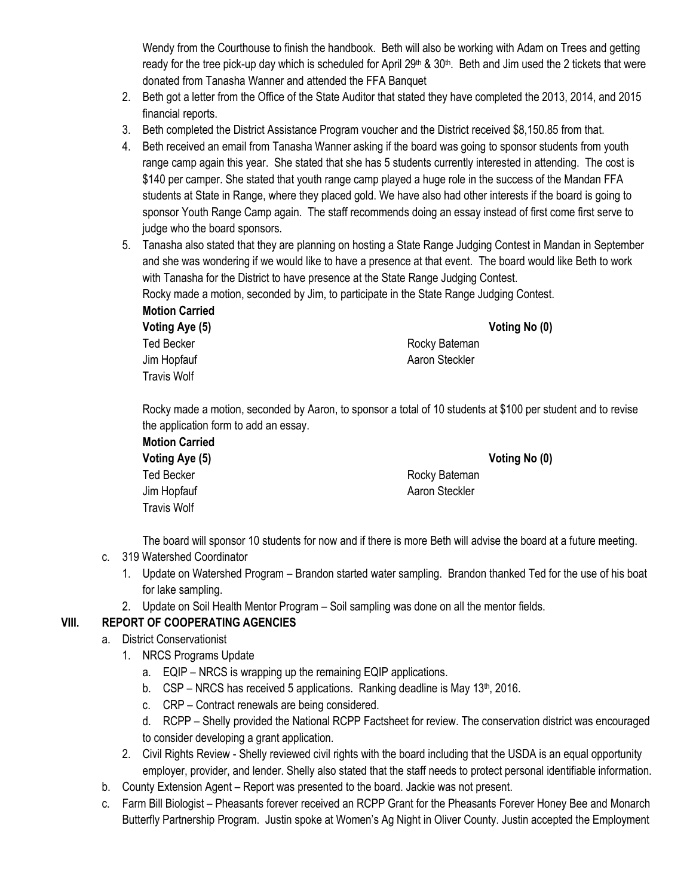Wendy from the Courthouse to finish the handbook. Beth will also be working with Adam on Trees and getting ready for the tree pick-up day which is scheduled for April 29th & 30th. Beth and Jim used the 2 tickets that were donated from Tanasha Wanner and attended the FFA Banquet

2. Beth got a letter from the Office of the State Auditor that stated they have completed the 2013, 2014, and 2015 financial reports.
3. Beth completed the District Assistance Program voucher and the District received $8,150.85 from that.
4. Beth received an email from Tanasha Wanner asking if the board was going to sponsor students from youth range camp again this year. She stated that she has 5 students currently interested in attending. The cost is $140 per camper. She stated that youth range camp played a huge role in the success of the Mandan FFA students at State in Range, where they placed gold. We have also had other interests if the board is going to sponsor Youth Range Camp again. The staff recommends doing an essay instead of first come first serve to judge who the board sponsors.
5. Tanasha also stated that they are planning on hosting a State Range Judging Contest in Mandan in September and she was wondering if we would like to have a presence at that event. The board would like Beth to work with Tanasha for the District to have presence at the State Range Judging Contest.

   Rocky made a motion, seconded by Jim, to participate in the State Range Judging Contest.

   **Motion Carried**

   **Voting Aye (5)** — **Voting No (0)**

   Ted Becker
   Rocky Bateman
   Jim Hopfauf
   Aaron Steckler
   Travis Wolf

   Rocky made a motion, seconded by Aaron, to sponsor a total of 10 students at $100 per student and to revise the application form to add an essay.

   **Motion Carried**

   **Voting Aye (5)** — **Voting No (0)**

   Ted Becker
   Rocky Bateman
   Jim Hopfauf
   Aaron Steckler
   Travis Wolf

   The board will sponsor 10 students for now and if there is more Beth will advise the board at a future meeting.

c. 319 Watershed Coordinator
   1. Update on Watershed Program – Brandon started water sampling. Brandon thanked Ted for the use of his boat for lake sampling.
   2. Update on Soil Health Mentor Program – Soil sampling was done on all the mentor fields.

## VIII. REPORT OF COOPERATING AGENCIES

a. District Conservationist
   1. NRCS Programs Update
      a. EQIP – NRCS is wrapping up the remaining EQIP applications.
      b. CSP – NRCS has received 5 applications. Ranking deadline is May 13th, 2016.
      c. CRP – Contract renewals are being considered.
      d. RCPP – Shelly provided the National RCPP Factsheet for review. The conservation district was encouraged to consider developing a grant application.
   2. Civil Rights Review - Shelly reviewed civil rights with the board including that the USDA is an equal opportunity employer, provider, and lender. Shelly also stated that the staff needs to protect personal identifiable information.

b. County Extension Agent – Report was presented to the board. Jackie was not present.

c. Farm Bill Biologist – Pheasants forever received an RCPP Grant for the Pheasants Forever Honey Bee and Monarch Butterfly Partnership Program. Justin spoke at Women's Ag Night in Oliver County. Justin accepted the Employment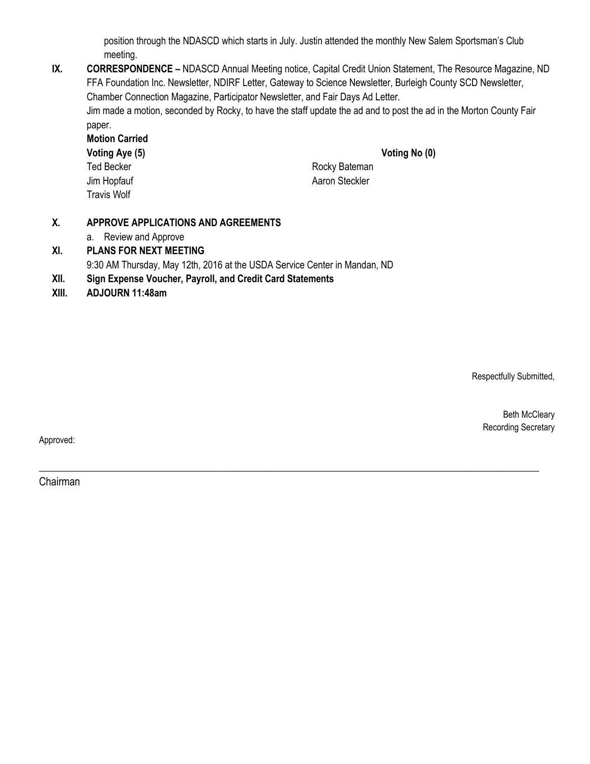position through the NDASCD which starts in July. Justin attended the monthly New Salem Sportsman's Club meeting.

**IX. CORRESPONDENCE –** NDASCD Annual Meeting notice, Capital Credit Union Statement, The Resource Magazine, ND FFA Foundation Inc. Newsletter, NDIRF Letter, Gateway to Science Newsletter, Burleigh County SCD Newsletter, Chamber Connection Magazine, Participator Newsletter, and Fair Days Ad Letter.

Jim made a motion, seconded by Rocky, to have the staff update the ad and to post the ad in the Morton County Fair paper.

**Motion Carried**

| **Voting Aye (5)** | | **Voting No (0)** |
|---|---|---|
| Ted Becker | Rocky Bateman | |
| Jim Hopfauf | Aaron Steckler | |
| Travis Wolf | | |

**X. APPROVE APPLICATIONS AND AGREEMENTS**

a. Review and Approve

**XI. PLANS FOR NEXT MEETING**

9:30 AM Thursday, May 12th, 2016 at the USDA Service Center in Mandan, ND

**XII. Sign Expense Voucher, Payroll, and Credit Card Statements**

**XIII. ADJOURN 11:48am**

Respectfully Submitted,

Beth McCleary
Recording Secretary

Approved:

\_\_\_\_\_\_\_\_\_\_\_\_\_\_\_\_\_\_\_\_\_\_\_\_\_\_\_\_\_\_\_\_\_\_\_\_\_\_\_\_\_\_\_\_\_\_

Chairman